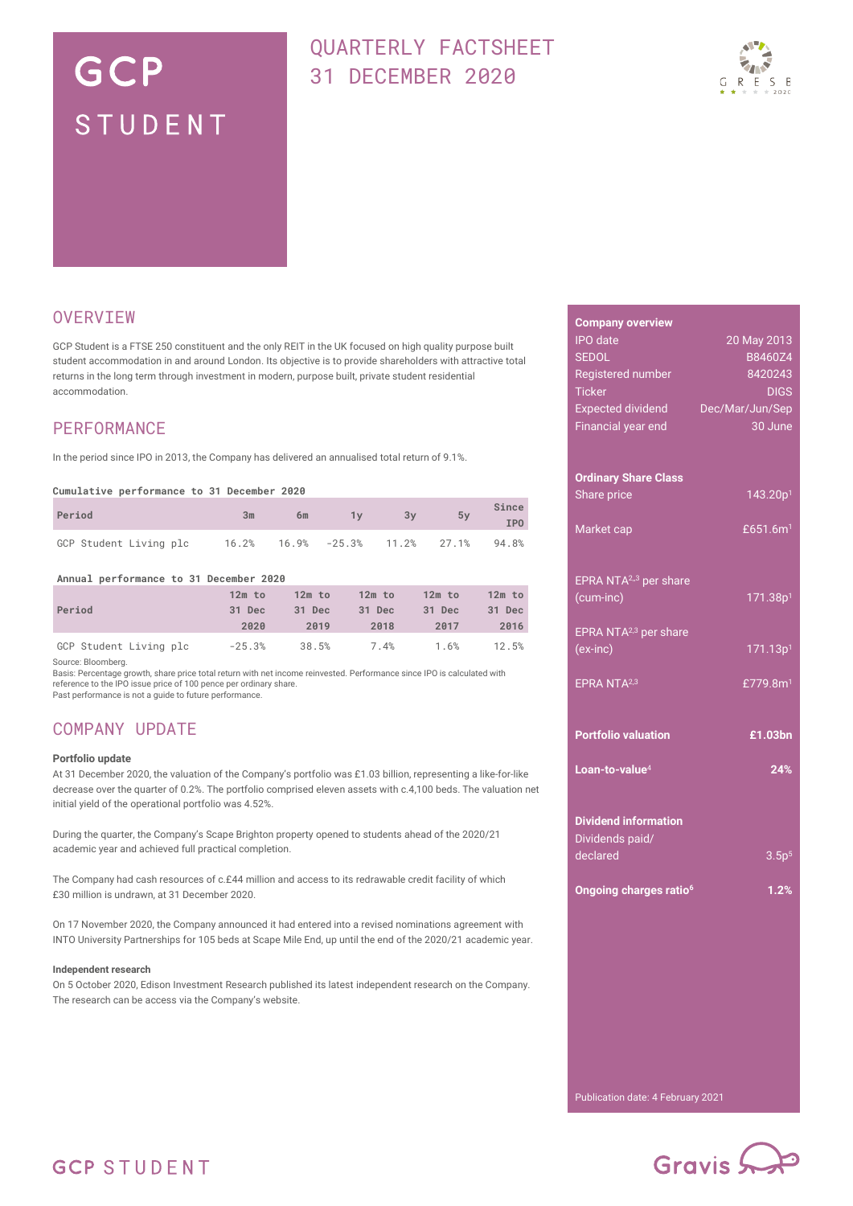# GCP STUDENT

## QUARTERLY FACTSHEET 31 DECEMBER 2020

## OVERVIEW

GCP Student is a FTSE 250 constituent and the only REIT in the UK focused on high quality purpose built student accommodation in and around London. Its objective is to provide shareholders with attractive total returns in the long term through investment in modern, purpose built, private student residential accommodation.

## PERFORMANCE

In the period since IPO in 2013, the Company has delivered an annualised total return of 9.1%.

**Cumulative performance to 31 December 2020**

| Period | 3m | 6m | 1y | 3y | 5y | Since IPO |
|---|---|---|---|---|---|---|
| GCP Student Living plc | 16.2% | 16.9% | -25.3% | 11.2% | 27.1% | 94.8% |

**Annual performance to 31 December 2020**

| Period | 12m to 31 Dec 2020 | 12m to 31 Dec 2019 | 12m to 31 Dec 2018 | 12m to 31 Dec 2017 | 12m to 31 Dec 2016 |
|---|---|---|---|---|---|
| GCP Student Living plc | -25.3% | 38.5% | 7.4% | 1.6% | 12.5% |

Source: Bloomberg.
Basis: Percentage growth, share price total return with net income reinvested. Performance since IPO is calculated with reference to the IPO issue price of 100 pence per ordinary share.
Past performance is not a guide to future performance.

## COMPANY UPDATE

**Portfolio update**

At 31 December 2020, the valuation of the Company's portfolio was £1.03 billion, representing a like-for-like decrease over the quarter of 0.2%. The portfolio comprised eleven assets with c.4,100 beds. The valuation net initial yield of the operational portfolio was 4.52%.

During the quarter, the Company's Scape Brighton property opened to students ahead of the 2020/21 academic year and achieved full practical completion.

The Company had cash resources of c.£44 million and access to its redrawable credit facility of which £30 million is undrawn, at 31 December 2020.

On 17 November 2020, the Company announced it had entered into a revised nominations agreement with INTO University Partnerships for 105 beds at Scape Mile End, up until the end of the 2020/21 academic year.

**Independent research**

On 5 October 2020, Edison Investment Research published its latest independent research on the Company. The research can be access via the Company's website.

---

**Company overview**

| | |
|---|---|
| IPO date | 20 May 2013 |
| SEDOL | B8460Z4 |
| Registered number | 8420243 |
| Ticker | DIGS |
| Expected dividend | Dec/Mar/Jun/Sep |
| Financial year end | 30 June |

**Ordinary Share Class**

| | |
|---|---|
| Share price | 143.20p[1] |
| Market cap | £651.6m[1] |
| EPRA NTA[2,3] per share (cum-inc) | 171.38p[1] |
| EPRA NTA[2,3] per share (ex-inc) | 171.13p[1] |
| EPRA NTA[2,3] | £779.8m[1] |

| | |
|---|---|
| **Portfolio valuation** | **£1.03bn** |
| **Loan-to-value[4]** | **24%** |

**Dividend information**

| | |
|---|---|
| Dividends paid/ declared | 3.5p[5] |
| **Ongoing charges ratio[6]** | **1.2%** |

Publication date: 4 February 2021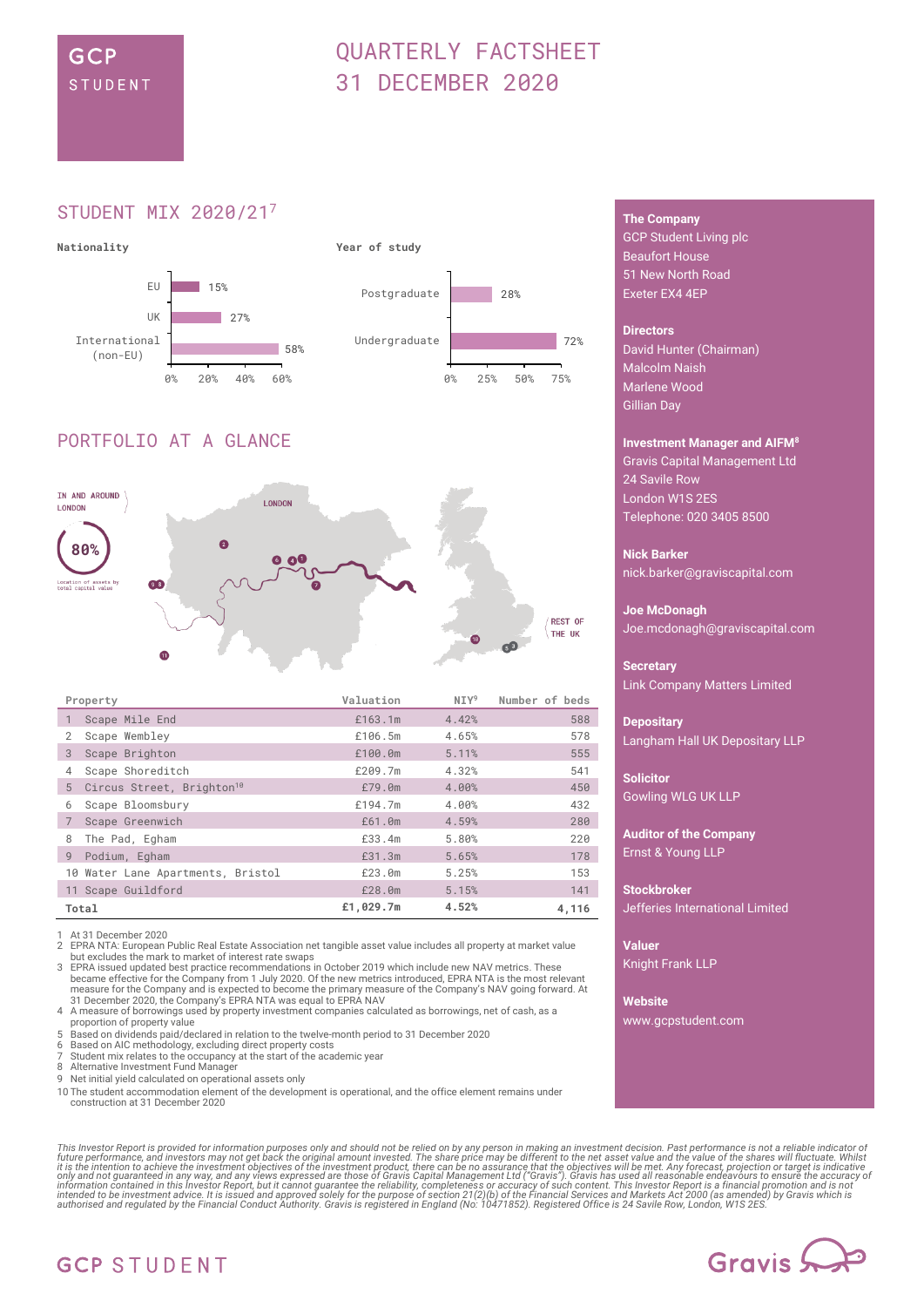GCP STUDENT

# QUARTERLY FACTSHEET 31 DECEMBER 2020

## STUDENT MIX 2020/21[7]

**Nationality**

EU 15%
UK 27%
International (non-EU) 58%
0% 20% 40% 60%

**Year of study**

Postgraduate 28%
Undergraduate 72%
0% 25% 50% 75%

## PORTFOLIO AT A GLANCE

IN AND AROUND LONDON

80%

Location of assets by total capital value

LONDON

REST OF THE UK

| Property | Valuation | NIY[9] | Number of beds |
|---|---|---|---|
| 1 Scape Mile End | £163.1m | 4.42% | 588 |
| 2 Scape Wembley | £106.5m | 4.65% | 578 |
| 3 Scape Brighton | £100.0m | 5.11% | 555 |
| 4 Scape Shoreditch | £209.7m | 4.32% | 541 |
| 5 Circus Street, Brighton[10] | £79.0m | 4.00% | 450 |
| 6 Scape Bloomsbury | £194.7m | 4.00% | 432 |
| 7 Scape Greenwich | £61.0m | 4.59% | 280 |
| 8 The Pad, Egham | £33.4m | 5.80% | 220 |
| 9 Podium, Egham | £31.3m | 5.65% | 178 |
| 10 Water Lane Apartments, Bristol | £23.0m | 5.25% | 153 |
| 11 Scape Guildford | £28.0m | 5.15% | 141 |
| **Total** | **£1,029.7m** | **4.52%** | **4,116** |

1 At 31 December 2020
2 EPRA NTA: European Public Real Estate Association net tangible asset value includes all property at market value but excludes the mark to market of interest rate swaps
3 EPRA issued updated best practice recommendations in October 2019 which include new NAV metrics. These became effective for the Company from 1 July 2020. Of the new metrics introduced, EPRA NTA is the most relevant measure for the Company and is expected to become the primary measure of the Company's NAV going forward. At 31 December 2020, the Company's EPRA NTA was equal to EPRA NAV
4 A measure of borrowings used by property investment companies calculated as borrowings, net of cash, as a proportion of property value
5 Based on dividends paid/declared in relation to the twelve-month period to 31 December 2020
6 Based on AIC methodology, excluding direct property costs
7 Student mix relates to the occupancy at the start of the academic year
8 Alternative Investment Fund Manager
9 Net initial yield calculated on operational assets only
10 The student accommodation element of the development is operational, and the office element remains under construction at 31 December 2020

**The Company**
GCP Student Living plc
Beaufort House
51 New North Road
Exeter EX4 4EP

**Directors**
David Hunter (Chairman)
Malcolm Naish
Marlene Wood
Gillian Day

**Investment Manager and AIFM[8]**
Gravis Capital Management Ltd
24 Savile Row
London W1S 2ES
Telephone: 020 3405 8500

**Nick Barker**
nick.barker@graviscapital.com

**Joe McDonagh**
Joe.mcdonagh@graviscapital.com

**Secretary**
Link Company Matters Limited

**Depositary**
Langham Hall UK Depositary LLP

**Solicitor**
Gowling WLG UK LLP

**Auditor of the Company**
Ernst & Young LLP

**Stockbroker**
Jefferies International Limited

**Valuer**
Knight Frank LLP

**Website**
www.gcpstudent.com

*This Investor Report is provided for information purposes only and should not be relied on by any person in making an investment decision. Past performance is not a reliable indicator of future performance, and investors may not get back the original amount invested. The share price may be different to the net asset value and the value of the shares will fluctuate. Whilst it is the intention to achieve the investment objectives of the investment product, there can be no assurance that the objectives will be met. Any forecast, projection or target is indicative only and not guaranteed in any way, and any views expressed are those of Gravis Capital Management Ltd ("Gravis"). Gravis has used all reasonable endeavours to ensure the accuracy of information contained in this Investor Report, but it cannot guarantee the reliability, completeness or accuracy of such content. This Investor Report is a financial promotion and is not intended to be investment advice. It is issued and approved solely for the purpose of section 21(2)(b) of the Financial Services and Markets Act 2000 (as amended) by Gravis which is authorised and regulated by the Financial Conduct Authority. Gravis is registered in England (No: 10471852). Registered Office is 24 Savile Row, London, W1S 2ES.*

GCP STUDENT

Gravis